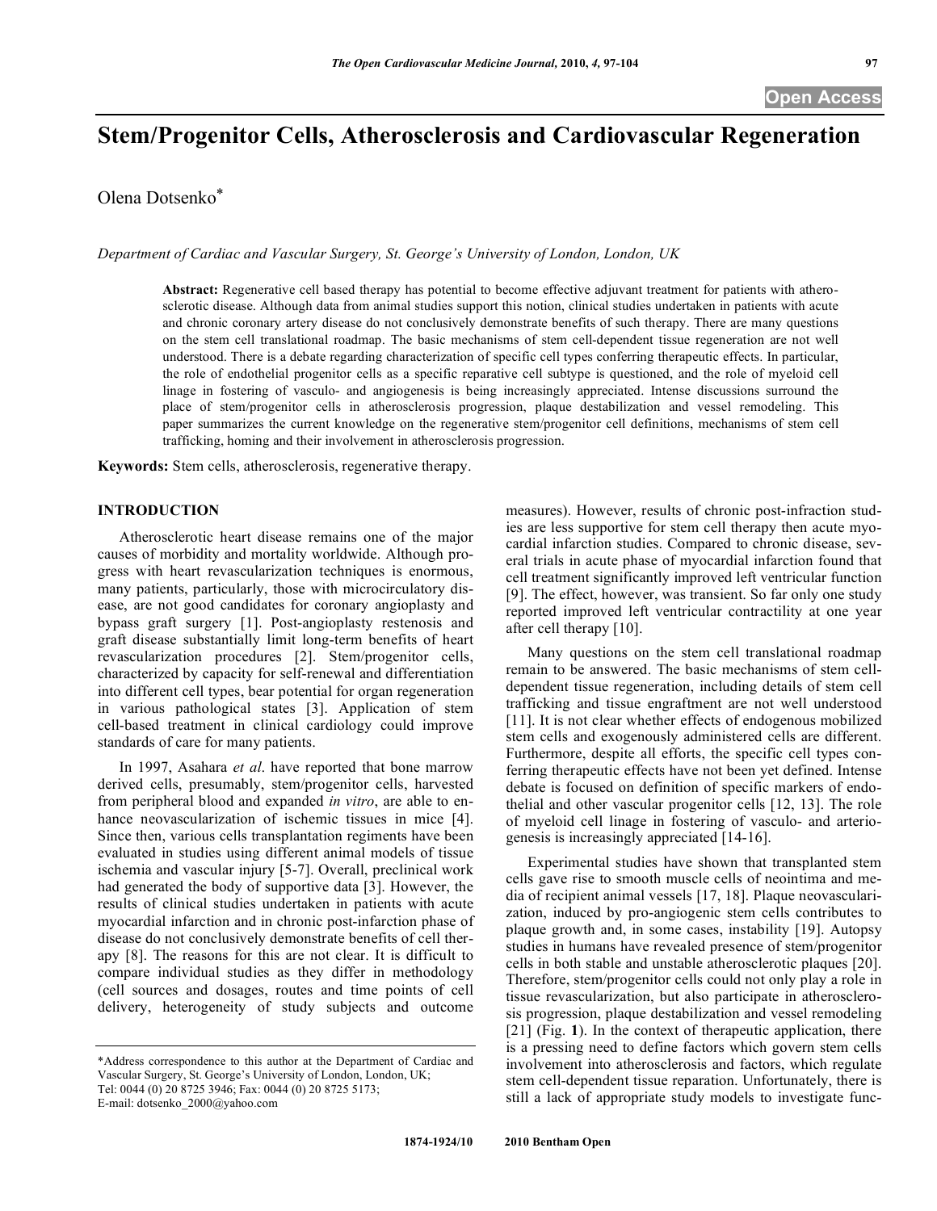# Stem/Progenitor Cells, Atherosclerosis and Cardiovascular Regeneration

Olena Dotsenko*

*Department of Cardiac and Vascular Surgery, St. George's University of London, London, UK*

**Abstract:** Regenerative cell based therapy has potential to become effective adjuvant treatment for patients with atherosclerotic disease. Although data from animal studies support this notion, clinical studies undertaken in patients with acute and chronic coronary artery disease do not conclusively demonstrate benefits of such therapy. There are many questions on the stem cell translational roadmap. The basic mechanisms of stem cell-dependent tissue regeneration are not well understood. There is a debate regarding characterization of specific cell types conferring therapeutic effects. In particular, the role of endothelial progenitor cells as a specific reparative cell subtype is questioned, and the role of myeloid cell linage in fostering of vasculo- and angiogenesis is being increasingly appreciated. Intense discussions surround the place of stem/progenitor cells in atherosclerosis progression, plaque destabilization and vessel remodeling. This paper summarizes the current knowledge on the regenerative stem/progenitor cell definitions, mechanisms of stem cell trafficking, homing and their involvement in atherosclerosis progression.

**Keywords:** Stem cells, atherosclerosis, regenerative therapy.

## INTRODUCTION

Atherosclerotic heart disease remains one of the major causes of morbidity and mortality worldwide. Although progress with heart revascularization techniques is enormous, many patients, particularly, those with microcirculatory disease, are not good candidates for coronary angioplasty and bypass graft surgery [1]. Post-angioplasty restenosis and graft disease substantially limit long-term benefits of heart revascularization procedures [2]. Stem/progenitor cells, characterized by capacity for self-renewal and differentiation into different cell types, bear potential for organ regeneration in various pathological states [3]. Application of stem cell-based treatment in clinical cardiology could improve standards of care for many patients.

In 1997, Asahara *et al*. have reported that bone marrow derived cells, presumably, stem/progenitor cells, harvested from peripheral blood and expanded *in vitro*, are able to enhance neovascularization of ischemic tissues in mice [4]. Since then, various cells transplantation regiments have been evaluated in studies using different animal models of tissue ischemia and vascular injury [5-7]. Overall, preclinical work had generated the body of supportive data [3]. However, the results of clinical studies undertaken in patients with acute myocardial infarction and in chronic post-infarction phase of disease do not conclusively demonstrate benefits of cell therapy [8]. The reasons for this are not clear. It is difficult to compare individual studies as they differ in methodology (cell sources and dosages, routes and time points of cell delivery, heterogeneity of study subjects and outcome measures). However, results of chronic post-infraction studies are less supportive for stem cell therapy then acute myocardial infarction studies. Compared to chronic disease, several trials in acute phase of myocardial infarction found that cell treatment significantly improved left ventricular function [9]. The effect, however, was transient. So far only one study reported improved left ventricular contractility at one year after cell therapy [10].

Many questions on the stem cell translational roadmap remain to be answered. The basic mechanisms of stem cell-dependent tissue regeneration, including details of stem cell trafficking and tissue engraftment are not well understood [11]. It is not clear whether effects of endogenous mobilized stem cells and exogenously administered cells are different. Furthermore, despite all efforts, the specific cell types conferring therapeutic effects have not been yet defined. Intense debate is focused on definition of specific markers of endothelial and other vascular progenitor cells [12, 13]. The role of myeloid cell linage in fostering of vasculo- and arteriogenesis is increasingly appreciated [14-16].

Experimental studies have shown that transplanted stem cells gave rise to smooth muscle cells of neointima and media of recipient animal vessels [17, 18]. Plaque neovascularization, induced by pro-angiogenic stem cells contributes to plaque growth and, in some cases, instability [19]. Autopsy studies in humans have revealed presence of stem/progenitor cells in both stable and unstable atherosclerotic plaques [20]. Therefore, stem/progenitor cells could not only play a role in tissue revascularization, but also participate in atherosclerosis progression, plaque destabilization and vessel remodeling [21] (Fig. **1**). In the context of therapeutic application, there is a pressing need to define factors which govern stem cells involvement into atherosclerosis and factors, which regulate stem cell-dependent tissue reparation. Unfortunately, there is still a lack of appropriate study models to investigate func-

*Address correspondence to this author at the Department of Cardiac and Vascular Surgery, St. George's University of London, London, UK; Tel: 0044 (0) 20 8725 3946; Fax: 0044 (0) 20 8725 5173; E-mail: dotsenko_2000@yahoo.com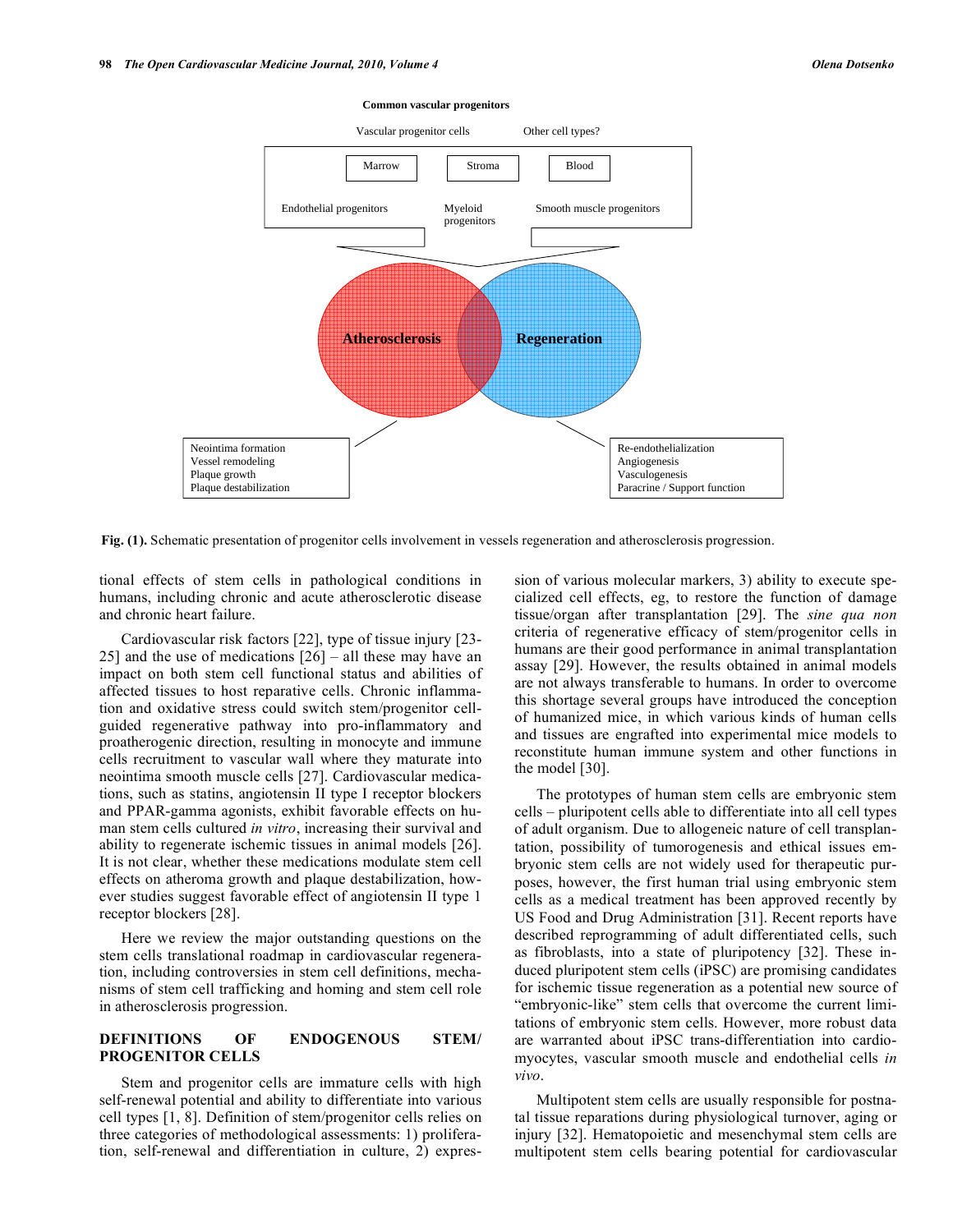**Fig. (1).** Schematic presentation of progenitor cells involvement in vessels regeneration and atherosclerosis progression.

tional effects of stem cells in pathological conditions in humans, including chronic and acute atherosclerotic disease and chronic heart failure.

Cardiovascular risk factors [22], type of tissue injury [23-25] and the use of medications [26] – all these may have an impact on both stem cell functional status and abilities of affected tissues to host reparative cells. Chronic inflammation and oxidative stress could switch stem/progenitor cell-guided regenerative pathway into pro-inflammatory and proatherogenic direction, resulting in monocyte and immune cells recruitment to vascular wall where they maturate into neointima smooth muscle cells [27]. Cardiovascular medications, such as statins, angiotensin II type I receptor blockers and PPAR-gamma agonists, exhibit favorable effects on human stem cells cultured *in vitro*, increasing their survival and ability to regenerate ischemic tissues in animal models [26]. It is not clear, whether these medications modulate stem cell effects on atheroma growth and plaque destabilization, however studies suggest favorable effect of angiotensin II type 1 receptor blockers [28].

Here we review the major outstanding questions on the stem cells translational roadmap in cardiovascular regeneration, including controversies in stem cell definitions, mechanisms of stem cell trafficking and homing and stem cell role in atherosclerosis progression.

## DEFINITIONS OF ENDOGENOUS STEM/ PROGENITOR CELLS

Stem and progenitor cells are immature cells with high self-renewal potential and ability to differentiate into various cell types [1, 8]. Definition of stem/progenitor cells relies on three categories of methodological assessments: 1) proliferation, self-renewal and differentiation in culture, 2) expression of various molecular markers, 3) ability to execute specialized cell effects, eg, to restore the function of damage tissue/organ after transplantation [29]. The *sine qua non* criteria of regenerative efficacy of stem/progenitor cells in humans are their good performance in animal transplantation assay [29]. However, the results obtained in animal models are not always transferable to humans. In order to overcome this shortage several groups have introduced the conception of humanized mice, in which various kinds of human cells and tissues are engrafted into experimental mice models to reconstitute human immune system and other functions in the model [30].

The prototypes of human stem cells are embryonic stem cells – pluripotent cells able to differentiate into all cell types of adult organism. Due to allogeneic nature of cell transplantation, possibility of tumorogenesis and ethical issues embryonic stem cells are not widely used for therapeutic purposes, however, the first human trial using embryonic stem cells as a medical treatment has been approved recently by US Food and Drug Administration [31]. Recent reports have described reprogramming of adult differentiated cells, such as fibroblasts, into a state of pluripotency [32]. These induced pluripotent stem cells (iPSC) are promising candidates for ischemic tissue regeneration as a potential new source of "embryonic-like" stem cells that overcome the current limitations of embryonic stem cells. However, more robust data are warranted about iPSC trans-differentiation into cardiomyocytes, vascular smooth muscle and endothelial cells *in vivo*.

Multipotent stem cells are usually responsible for postnatal tissue reparations during physiological turnover, aging or injury [32]. Hematopoietic and mesenchymal stem cells are multipotent stem cells bearing potential for cardiovascular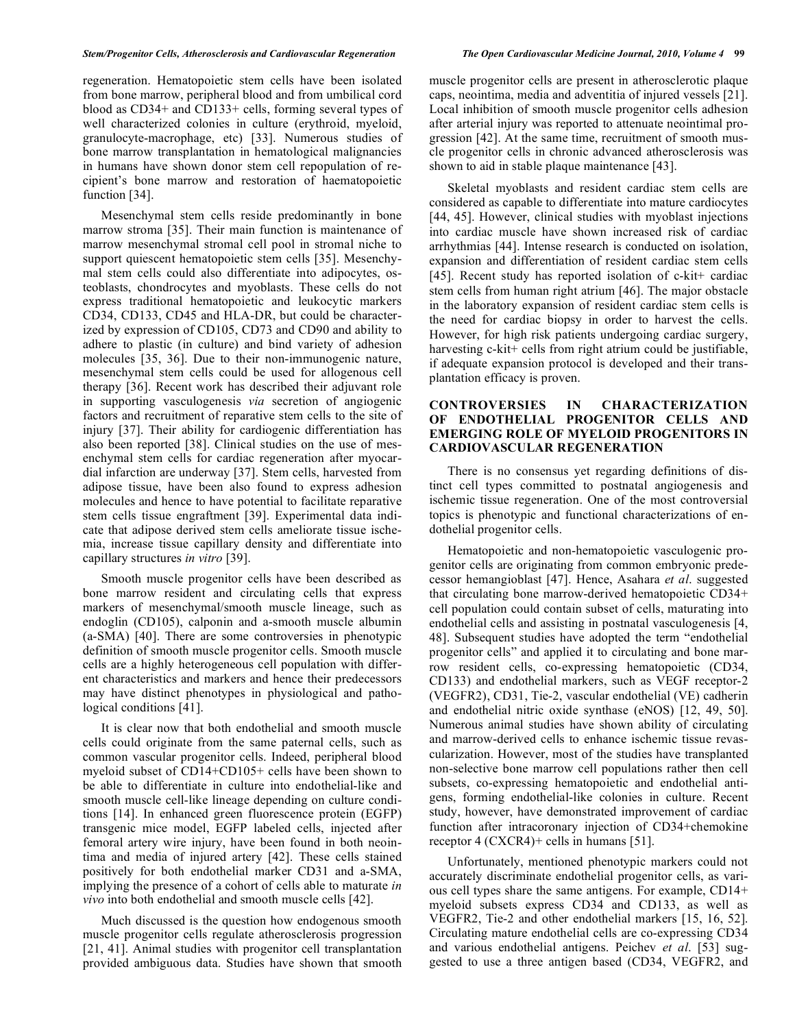regeneration. Hematopoietic stem cells have been isolated from bone marrow, peripheral blood and from umbilical cord blood as CD34+ and CD133+ cells, forming several types of well characterized colonies in culture (erythroid, myeloid, granulocyte-macrophage, etc) [33]. Numerous studies of bone marrow transplantation in hematological malignancies in humans have shown donor stem cell repopulation of recipient's bone marrow and restoration of haematopoietic function [34].

Mesenchymal stem cells reside predominantly in bone marrow stroma [35]. Their main function is maintenance of marrow mesenchymal stromal cell pool in stromal niche to support quiescent hematopoietic stem cells [35]. Mesenchymal stem cells could also differentiate into adipocytes, osteoblasts, chondrocytes and myoblasts. These cells do not express traditional hematopoietic and leukocytic markers CD34, CD133, CD45 and HLA-DR, but could be characterized by expression of CD105, CD73 and CD90 and ability to adhere to plastic (in culture) and bind variety of adhesion molecules [35, 36]. Due to their non-immunogenic nature, mesenchymal stem cells could be used for allogenous cell therapy [36]. Recent work has described their adjuvant role in supporting vasculogenesis *via* secretion of angiogenic factors and recruitment of reparative stem cells to the site of injury [37]. Their ability for cardiogenic differentiation has also been reported [38]. Clinical studies on the use of mesenchymal stem cells for cardiac regeneration after myocardial infarction are underway [37]. Stem cells, harvested from adipose tissue, have been also found to express adhesion molecules and hence to have potential to facilitate reparative stem cells tissue engraftment [39]. Experimental data indicate that adipose derived stem cells ameliorate tissue ischemia, increase tissue capillary density and differentiate into capillary structures *in vitro* [39].

Smooth muscle progenitor cells have been described as bone marrow resident and circulating cells that express markers of mesenchymal/smooth muscle lineage, such as endoglin (CD105), calponin and a-smooth muscle albumin (a-SMA) [40]. There are some controversies in phenotypic definition of smooth muscle progenitor cells. Smooth muscle cells are a highly heterogeneous cell population with different characteristics and markers and hence their predecessors may have distinct phenotypes in physiological and pathological conditions [41].

It is clear now that both endothelial and smooth muscle cells could originate from the same paternal cells, such as common vascular progenitor cells. Indeed, peripheral blood myeloid subset of CD14+CD105+ cells have been shown to be able to differentiate in culture into endothelial-like and smooth muscle cell-like lineage depending on culture conditions [14]. In enhanced green fluorescence protein (EGFP) transgenic mice model, EGFP labeled cells, injected after femoral artery wire injury, have been found in both neointima and media of injured artery [42]. These cells stained positively for both endothelial marker CD31 and a-SMA, implying the presence of a cohort of cells able to maturate *in vivo* into both endothelial and smooth muscle cells [42].

Much discussed is the question how endogenous smooth muscle progenitor cells regulate atherosclerosis progression [21, 41]. Animal studies with progenitor cell transplantation provided ambiguous data. Studies have shown that smooth muscle progenitor cells are present in atherosclerotic plaque caps, neointima, media and adventitia of injured vessels [21]. Local inhibition of smooth muscle progenitor cells adhesion after arterial injury was reported to attenuate neointimal progression [42]. At the same time, recruitment of smooth muscle progenitor cells in chronic advanced atherosclerosis was shown to aid in stable plaque maintenance [43].

Skeletal myoblasts and resident cardiac stem cells are considered as capable to differentiate into mature cardiocytes [44, 45]. However, clinical studies with myoblast injections into cardiac muscle have shown increased risk of cardiac arrhythmias [44]. Intense research is conducted on isolation, expansion and differentiation of resident cardiac stem cells [45]. Recent study has reported isolation of c-kit+ cardiac stem cells from human right atrium [46]. The major obstacle in the laboratory expansion of resident cardiac stem cells is the need for cardiac biopsy in order to harvest the cells. However, for high risk patients undergoing cardiac surgery, harvesting c-kit+ cells from right atrium could be justifiable, if adequate expansion protocol is developed and their transplantation efficacy is proven.

## CONTROVERSIES IN CHARACTERIZATION OF ENDOTHELIAL PROGENITOR CELLS AND EMERGING ROLE OF MYELOID PROGENITORS IN CARDIOVASCULAR REGENERATION

There is no consensus yet regarding definitions of distinct cell types committed to postnatal angiogenesis and ischemic tissue regeneration. One of the most controversial topics is phenotypic and functional characterizations of endothelial progenitor cells.

Hematopoietic and non-hematopoietic vasculogenic progenitor cells are originating from common embryonic predecessor hemangioblast [47]. Hence, Asahara *et al*. suggested that circulating bone marrow-derived hematopoietic CD34+ cell population could contain subset of cells, maturating into endothelial cells and assisting in postnatal vasculogenesis [4, 48]. Subsequent studies have adopted the term "endothelial progenitor cells" and applied it to circulating and bone marrow resident cells, co-expressing hematopoietic (CD34, CD133) and endothelial markers, such as VEGF receptor-2 (VEGFR2), CD31, Tie-2, vascular endothelial (VE) cadherin and endothelial nitric oxide synthase (eNOS) [12, 49, 50]. Numerous animal studies have shown ability of circulating and marrow-derived cells to enhance ischemic tissue revascularization. However, most of the studies have transplanted non-selective bone marrow cell populations rather then cell subsets, co-expressing hematopoietic and endothelial antigens, forming endothelial-like colonies in culture. Recent study, however, have demonstrated improvement of cardiac function after intracoronary injection of CD34+chemokine receptor 4 (CXCR4)+ cells in humans [51].

Unfortunately, mentioned phenotypic markers could not accurately discriminate endothelial progenitor cells, as various cell types share the same antigens. For example, CD14+ myeloid subsets express CD34 and CD133, as well as VEGFR2, Tie-2 and other endothelial markers [15, 16, 52]. Circulating mature endothelial cells are co-expressing CD34 and various endothelial antigens. Peichev *et al*. [53] suggested to use a three antigen based (CD34, VEGFR2, and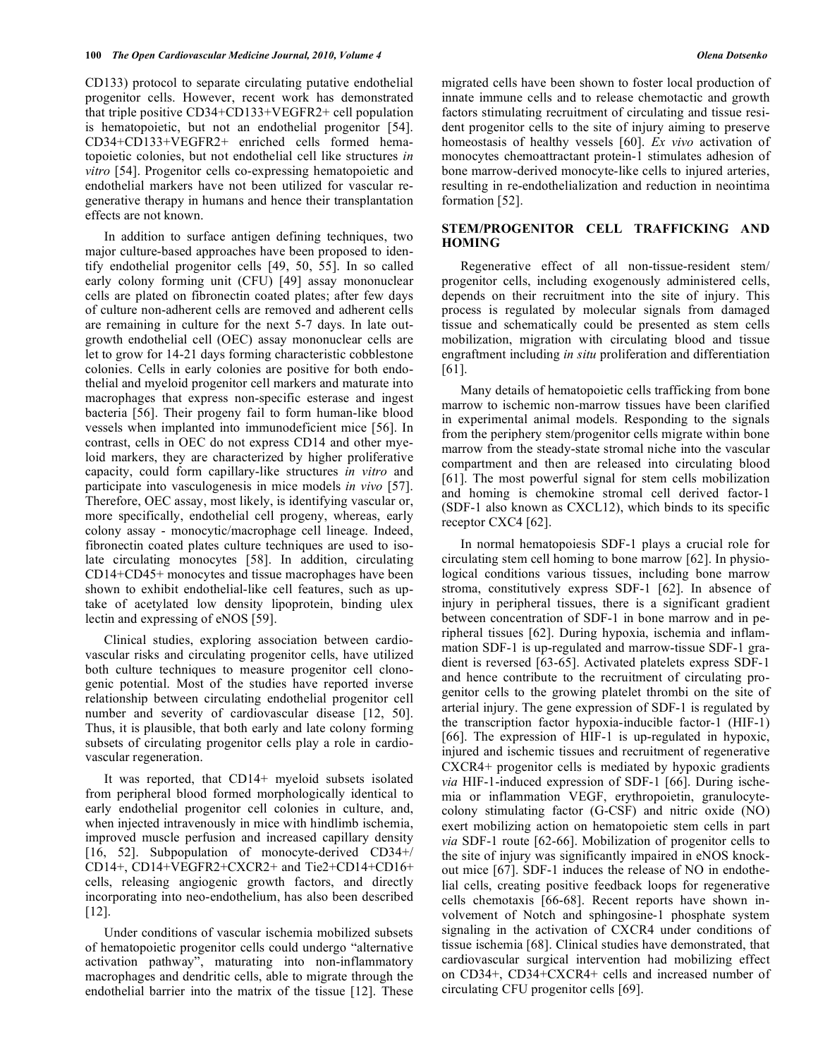CD133) protocol to separate circulating putative endothelial progenitor cells. However, recent work has demonstrated that triple positive CD34+CD133+VEGFR2+ cell population is hematopoietic, but not an endothelial progenitor [54]. CD34+CD133+VEGFR2+ enriched cells formed hematopoietic colonies, but not endothelial cell like structures *in vitro* [54]. Progenitor cells co-expressing hematopoietic and endothelial markers have not been utilized for vascular regenerative therapy in humans and hence their transplantation effects are not known.

In addition to surface antigen defining techniques, two major culture-based approaches have been proposed to identify endothelial progenitor cells [49, 50, 55]. In so called early colony forming unit (CFU) [49] assay mononuclear cells are plated on fibronectin coated plates; after few days of culture non-adherent cells are removed and adherent cells are remaining in culture for the next 5-7 days. In late outgrowth endothelial cell (OEC) assay mononuclear cells are let to grow for 14-21 days forming characteristic cobblestone colonies. Cells in early colonies are positive for both endothelial and myeloid progenitor cell markers and maturate into macrophages that express non-specific esterase and ingest bacteria [56]. Their progeny fail to form human-like blood vessels when implanted into immunodeficient mice [56]. In contrast, cells in OEC do not express CD14 and other myeloid markers, they are characterized by higher proliferative capacity, could form capillary-like structures *in vitro* and participate into vasculogenesis in mice models *in vivo* [57]. Therefore, OEC assay, most likely, is identifying vascular or, more specifically, endothelial cell progeny, whereas, early colony assay - monocytic/macrophage cell lineage. Indeed, fibronectin coated plates culture techniques are used to isolate circulating monocytes [58]. In addition, circulating CD14+CD45+ monocytes and tissue macrophages have been shown to exhibit endothelial-like cell features, such as uptake of acetylated low density lipoprotein, binding ulex lectin and expressing of eNOS [59].

Clinical studies, exploring association between cardiovascular risks and circulating progenitor cells, have utilized both culture techniques to measure progenitor cell clonogenic potential. Most of the studies have reported inverse relationship between circulating endothelial progenitor cell number and severity of cardiovascular disease [12, 50]. Thus, it is plausible, that both early and late colony forming subsets of circulating progenitor cells play a role in cardiovascular regeneration.

It was reported, that CD14+ myeloid subsets isolated from peripheral blood formed morphologically identical to early endothelial progenitor cell colonies in culture, and, when injected intravenously in mice with hindlimb ischemia, improved muscle perfusion and increased capillary density [16, 52]. Subpopulation of monocyte-derived CD34+/CD14+, CD14+VEGFR2+CXCR2+ and Tie2+CD14+CD16+ cells, releasing angiogenic growth factors, and directly incorporating into neo-endothelium, has also been described [12].

Under conditions of vascular ischemia mobilized subsets of hematopoietic progenitor cells could undergo "alternative activation pathway", maturating into non-inflammatory macrophages and dendritic cells, able to migrate through the endothelial barrier into the matrix of the tissue [12]. These migrated cells have been shown to foster local production of innate immune cells and to release chemotactic and growth factors stimulating recruitment of circulating and tissue resident progenitor cells to the site of injury aiming to preserve homeostasis of healthy vessels [60]. *Ex vivo* activation of monocytes chemoattractant protein-1 stimulates adhesion of bone marrow-derived monocyte-like cells to injured arteries, resulting in re-endothelialization and reduction in neointima formation [52].

## STEM/PROGENITOR CELL TRAFFICKING AND HOMING

Regenerative effect of all non-tissue-resident stem/progenitor cells, including exogenously administered cells, depends on their recruitment into the site of injury. This process is regulated by molecular signals from damaged tissue and schematically could be presented as stem cells mobilization, migration with circulating blood and tissue engraftment including *in situ* proliferation and differentiation [61].

Many details of hematopoietic cells trafficking from bone marrow to ischemic non-marrow tissues have been clarified in experimental animal models. Responding to the signals from the periphery stem/progenitor cells migrate within bone marrow from the steady-state stromal niche into the vascular compartment and then are released into circulating blood [61]. The most powerful signal for stem cells mobilization and homing is chemokine stromal cell derived factor-1 (SDF-1 also known as CXCL12), which binds to its specific receptor CXC4 [62].

In normal hematopoiesis SDF-1 plays a crucial role for circulating stem cell homing to bone marrow [62]. In physiological conditions various tissues, including bone marrow stroma, constitutively express SDF-1 [62]. In absence of injury in peripheral tissues, there is a significant gradient between concentration of SDF-1 in bone marrow and in peripheral tissues [62]. During hypoxia, ischemia and inflammation SDF-1 is up-regulated and marrow-tissue SDF-1 gradient is reversed [63-65]. Activated platelets express SDF-1 and hence contribute to the recruitment of circulating progenitor cells to the growing platelet thrombi on the site of arterial injury. The gene expression of SDF-1 is regulated by the transcription factor hypoxia-inducible factor-1 (HIF-1) [66]. The expression of HIF-1 is up-regulated in hypoxic, injured and ischemic tissues and recruitment of regenerative CXCR4+ progenitor cells is mediated by hypoxic gradients *via* HIF-1-induced expression of SDF-1 [66]. During ischemia or inflammation VEGF, erythropoietin, granulocyte-colony stimulating factor (G-CSF) and nitric oxide (NO) exert mobilizing action on hematopoietic stem cells in part *via* SDF-1 route [62-66]. Mobilization of progenitor cells to the site of injury was significantly impaired in eNOS knockout mice [67]. SDF-1 induces the release of NO in endothelial cells, creating positive feedback loops for regenerative cells chemotaxis [66-68]. Recent reports have shown involvement of Notch and sphingosine-1 phosphate system signaling in the activation of CXCR4 under conditions of tissue ischemia [68]. Clinical studies have demonstrated, that cardiovascular surgical intervention had mobilizing effect on CD34+, CD34+CXCR4+ cells and increased number of circulating CFU progenitor cells [69].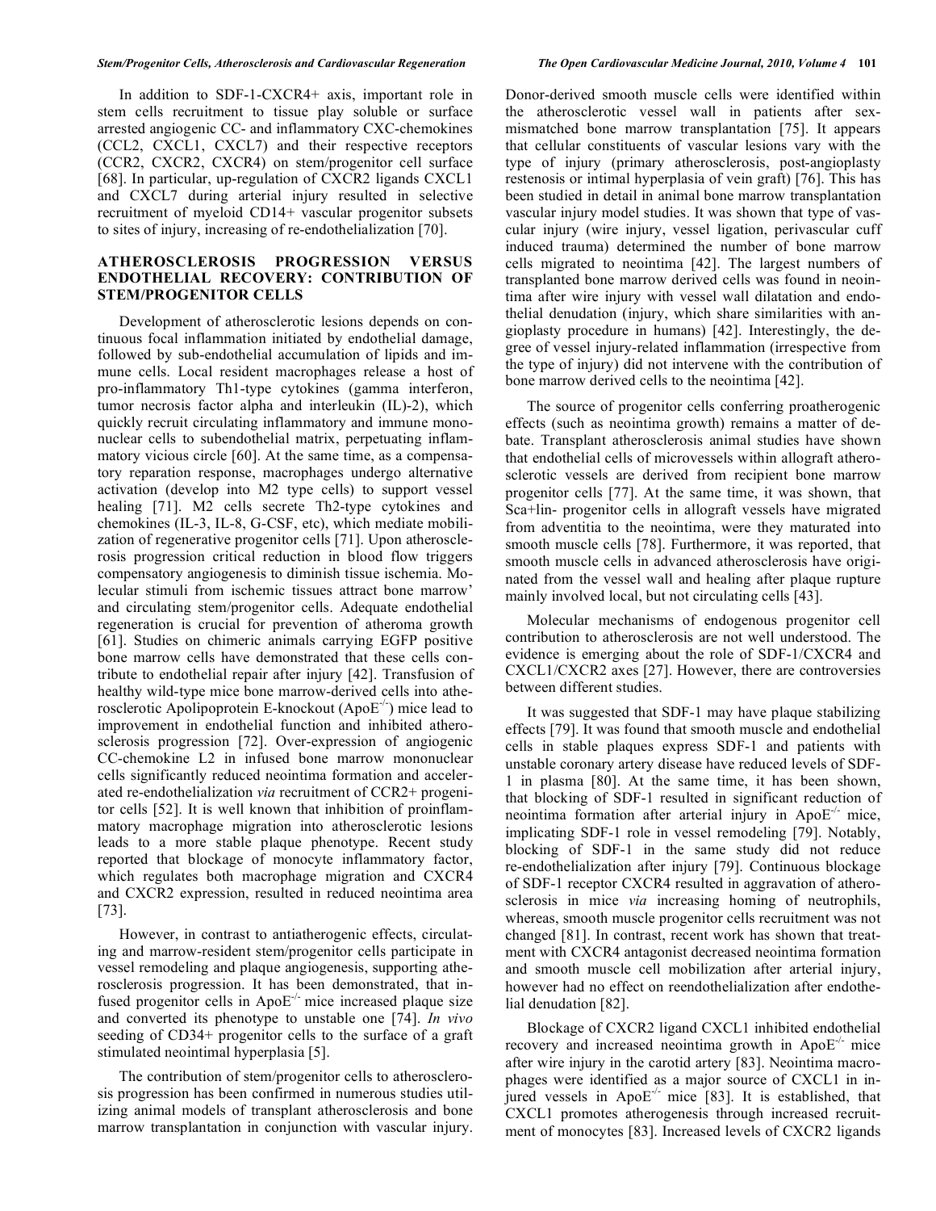In addition to SDF-1-CXCR4+ axis, important role in stem cells recruitment to tissue play soluble or surface arrested angiogenic CC- and inflammatory CXC-chemokines (CCL2, CXCL1, CXCL7) and their respective receptors (CCR2, CXCR2, CXCR4) on stem/progenitor cell surface [68]. In particular, up-regulation of CXCR2 ligands CXCL1 and CXCL7 during arterial injury resulted in selective recruitment of myeloid CD14+ vascular progenitor subsets to sites of injury, increasing of re-endothelialization [70].

## ATHEROSCLEROSIS PROGRESSION VERSUS ENDOTHELIAL RECOVERY: CONTRIBUTION OF STEM/PROGENITOR CELLS

Development of atherosclerotic lesions depends on continuous focal inflammation initiated by endothelial damage, followed by sub-endothelial accumulation of lipids and immune cells. Local resident macrophages release a host of pro-inflammatory Th1-type cytokines (gamma interferon, tumor necrosis factor alpha and interleukin (IL)-2), which quickly recruit circulating inflammatory and immune mononuclear cells to subendothelial matrix, perpetuating inflammatory vicious circle [60]. At the same time, as a compensatory reparation response, macrophages undergo alternative activation (develop into M2 type cells) to support vessel healing [71]. M2 cells secrete Th2-type cytokines and chemokines (IL-3, IL-8, G-CSF, etc), which mediate mobilization of regenerative progenitor cells [71]. Upon atherosclerosis progression critical reduction in blood flow triggers compensatory angiogenesis to diminish tissue ischemia. Molecular stimuli from ischemic tissues attract bone marrow' and circulating stem/progenitor cells. Adequate endothelial regeneration is crucial for prevention of atheroma growth [61]. Studies on chimeric animals carrying EGFP positive bone marrow cells have demonstrated that these cells contribute to endothelial repair after injury [42]. Transfusion of healthy wild-type mice bone marrow-derived cells into atherosclerotic Apolipoprotein E-knockout ($ApoE^{-/-}$) mice lead to improvement in endothelial function and inhibited atherosclerosis progression [72]. Over-expression of angiogenic CC-chemokine L2 in infused bone marrow mononuclear cells significantly reduced neointima formation and accelerated re-endothelialization *via* recruitment of CCR2+ progenitor cells [52]. It is well known that inhibition of proinflammatory macrophage migration into atherosclerotic lesions leads to a more stable plaque phenotype. Recent study reported that blockage of monocyte inflammatory factor, which regulates both macrophage migration and CXCR4 and CXCR2 expression, resulted in reduced neointima area [73].

However, in contrast to antiatherogenic effects, circulating and marrow-resident stem/progenitor cells participate in vessel remodeling and plaque angiogenesis, supporting atherosclerosis progression. It has been demonstrated, that infused progenitor cells in $ApoE^{-/-}$ mice increased plaque size and converted its phenotype to unstable one [74]. *In vivo* seeding of CD34+ progenitor cells to the surface of a graft stimulated neointimal hyperplasia [5].

The contribution of stem/progenitor cells to atherosclerosis progression has been confirmed in numerous studies utilizing animal models of transplant atherosclerosis and bone marrow transplantation in conjunction with vascular injury. Donor-derived smooth muscle cells were identified within the atherosclerotic vessel wall in patients after sex-mismatched bone marrow transplantation [75]. It appears that cellular constituents of vascular lesions vary with the type of injury (primary atherosclerosis, post-angioplasty restenosis or intimal hyperplasia of vein graft) [76]. This has been studied in detail in animal bone marrow transplantation vascular injury model studies. It was shown that type of vascular injury (wire injury, vessel ligation, perivascular cuff induced trauma) determined the number of bone marrow cells migrated to neointima [42]. The largest numbers of transplanted bone marrow derived cells was found in neointima after wire injury with vessel wall dilatation and endothelial denudation (injury, which share similarities with angioplasty procedure in humans) [42]. Interestingly, the degree of vessel injury-related inflammation (irrespective from the type of injury) did not intervene with the contribution of bone marrow derived cells to the neointima [42].

The source of progenitor cells conferring proatherogenic effects (such as neointima growth) remains a matter of debate. Transplant atherosclerosis animal studies have shown that endothelial cells of microvessels within allograft atherosclerotic vessels are derived from recipient bone marrow progenitor cells [77]. At the same time, it was shown, that Sca+lin- progenitor cells in allograft vessels have migrated from adventitia to the neointima, were they maturated into smooth muscle cells [78]. Furthermore, it was reported, that smooth muscle cells in advanced atherosclerosis have originated from the vessel wall and healing after plaque rupture mainly involved local, but not circulating cells [43].

Molecular mechanisms of endogenous progenitor cell contribution to atherosclerosis are not well understood. The evidence is emerging about the role of SDF-1/CXCR4 and CXCL1/CXCR2 axes [27]. However, there are controversies between different studies.

It was suggested that SDF-1 may have plaque stabilizing effects [79]. It was found that smooth muscle and endothelial cells in stable plaques express SDF-1 and patients with unstable coronary artery disease have reduced levels of SDF-1 in plasma [80]. At the same time, it has been shown, that blocking of SDF-1 resulted in significant reduction of neointima formation after arterial injury in $ApoE^{-/-}$ mice, implicating SDF-1 role in vessel remodeling [79]. Notably, blocking of SDF-1 in the same study did not reduce re-endothelialization after injury [79]. Continuous blockage of SDF-1 receptor CXCR4 resulted in aggravation of atherosclerosis in mice *via* increasing homing of neutrophils, whereas, smooth muscle progenitor cells recruitment was not changed [81]. In contrast, recent work has shown that treatment with CXCR4 antagonist decreased neointima formation and smooth muscle cell mobilization after arterial injury, however had no effect on reendothelialization after endothelial denudation [82].

Blockage of CXCR2 ligand CXCL1 inhibited endothelial recovery and increased neointima growth in $ApoE^{-/-}$ mice after wire injury in the carotid artery [83]. Neointima macrophages were identified as a major source of CXCL1 in injured vessels in $ApoE^{-/-}$ mice [83]. It is established, that CXCL1 promotes atherogenesis through increased recruitment of monocytes [83]. Increased levels of CXCR2 ligands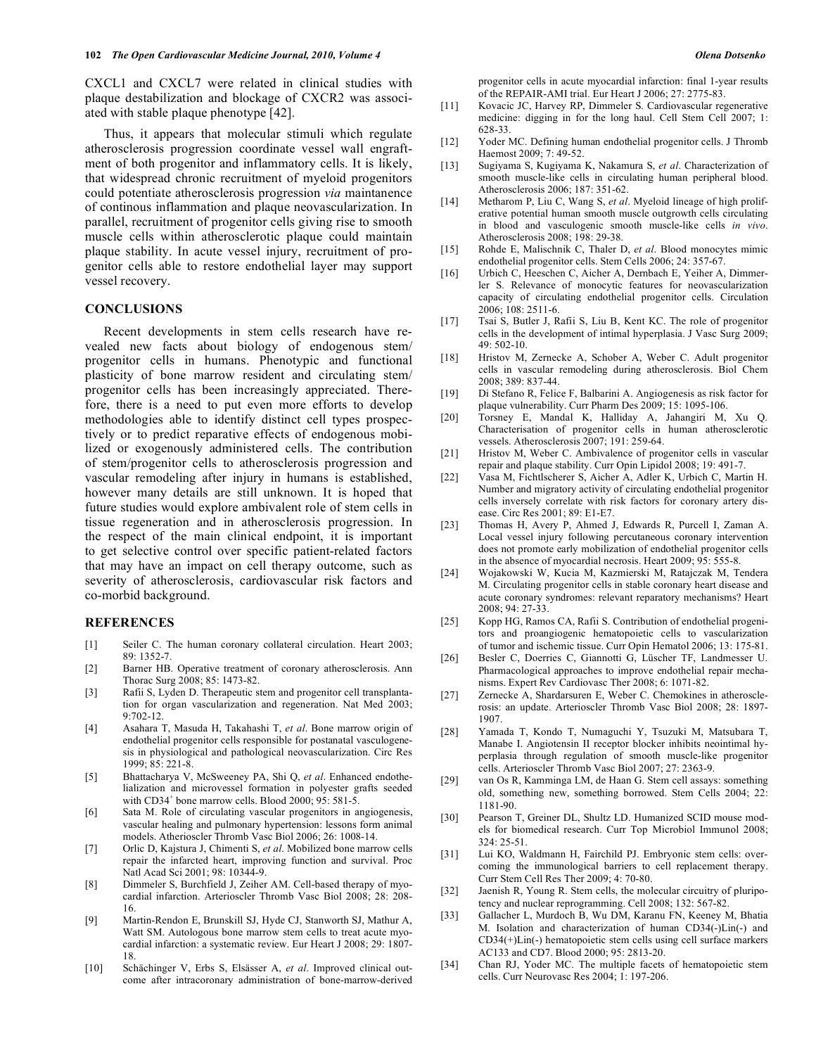CXCL1 and CXCL7 were related in clinical studies with plaque destabilization and blockage of CXCR2 was associated with stable plaque phenotype [42].

Thus, it appears that molecular stimuli which regulate atherosclerosis progression coordinate vessel wall engraftment of both progenitor and inflammatory cells. It is likely, that widespread chronic recruitment of myeloid progenitors could potentiate atherosclerosis progression *via* maintanence of continous inflammation and plaque neovascularization. In parallel, recruitment of progenitor cells giving rise to smooth muscle cells within atherosclerotic plaque could maintain plaque stability. In acute vessel injury, recruitment of progenitor cells able to restore endothelial layer may support vessel recovery.

## CONCLUSIONS

Recent developments in stem cells research have revealed new facts about biology of endogenous stem/ progenitor cells in humans. Phenotypic and functional plasticity of bone marrow resident and circulating stem/ progenitor cells has been increasingly appreciated. Therefore, there is a need to put even more efforts to develop methodologies able to identify distinct cell types prospectively or to predict reparative effects of endogenous mobilized or exogenously administered cells. The contribution of stem/progenitor cells to atherosclerosis progression and vascular remodeling after injury in humans is established, however many details are still unknown. It is hoped that future studies would explore ambivalent role of stem cells in tissue regeneration and in atherosclerosis progression. In the respect of the main clinical endpoint, it is important to get selective control over specific patient-related factors that may have an impact on cell therapy outcome, such as severity of atherosclerosis, cardiovascular risk factors and co-morbid background.

## REFERENCES

[1] Seiler C. The human coronary collateral circulation. Heart 2003; 89: 1352-7.

[2] Barner HB. Operative treatment of coronary atherosclerosis. Ann Thorac Surg 2008; 85: 1473-82.

[3] Rafii S, Lyden D. Therapeutic stem and progenitor cell transplantation for organ vascularization and regeneration. Nat Med 2003; 9:702-12.

[4] Asahara T, Masuda H, Takahashi T, *et al*. Bone marrow origin of endothelial progenitor cells responsible for postanatal vasculogenesis in physiological and pathological neovascularization. Circ Res 1999; 85: 221-8.

[5] Bhattacharya V, McSweeney PA, Shi Q, *et al*. Enhanced endothelialization and microvessel formation in polyester grafts seeded with CD34[+] bone marrow cells. Blood 2000; 95: 581-5.

[6] Sata M. Role of circulating vascular progenitors in angiogenesis, vascular healing and pulmonary hypertension: lessons form animal models. Atherioscler Thromb Vasc Biol 2006; 26: 1008-14.

[7] Orlic D, Kajstura J, Chimenti S, *et al*. Mobilized bone marrow cells repair the infarcted heart, improving function and survival. Proc Natl Acad Sci 2001; 98: 10344-9.

[8] Dimmeler S, Burchfield J, Zeiher AM. Cell-based therapy of myocardial infarction. Arterioscler Thromb Vasc Biol 2008; 28: 208-16.

[9] Martin-Rendon E, Brunskill SJ, Hyde CJ, Stanworth SJ, Mathur A, Watt SM. Autologous bone marrow stem cells to treat acute myocardial infarction: a systematic review. Eur Heart J 2008; 29: 1807-18.

[10] Schächinger V, Erbs S, Elsässer A, *et al*. Improved clinical outcome after intracoronary administration of bone-marrow-derived progenitor cells in acute myocardial infarction: final 1-year results of the REPAIR-AMI trial. Eur Heart J 2006; 27: 2775-83.

[11] Kovacic JC, Harvey RP, Dimmeler S. Cardiovascular regenerative medicine: digging in for the long haul. Cell Stem Cell 2007; 1: 628-33.

[12] Yoder MC. Defining human endothelial progenitor cells. J Thromb Haemost 2009; 7: 49-52.

[13] Sugiyama S, Kugiyama K, Nakamura S, *et al*. Characterization of smooth muscle-like cells in circulating human peripheral blood. Atherosclerosis 2006; 187: 351-62.

[14] Metharom P, Liu C, Wang S, *et al*. Myeloid lineage of high proliferative potential human smooth muscle outgrowth cells circulating in blood and vasculogenic smooth muscle-like cells *in vivo*. Atherosclerosis 2008; 198: 29-38.

[15] Rohde E, Malischnik C, Thaler D, *et al*. Blood monocytes mimic endothelial progenitor cells. Stem Cells 2006; 24: 357-67.

[16] Urbich C, Heeschen C, Aicher A, Dernbach E, Yeiher A, Dimmeler S. Relevance of monocytic features for neovascularization capacity of circulating endothelial progenitor cells. Circulation 2006; 108: 2511-6.

[17] Tsai S, Butler J, Rafii S, Liu B, Kent KC. The role of progenitor cells in the development of intimal hyperplasia. J Vasc Surg 2009; 49: 502-10.

[18] Hristov M, Zernecke A, Schober A, Weber C. Adult progenitor cells in vascular remodeling during atherosclerosis. Biol Chem 2008; 389: 837-44.

[19] Di Stefano R, Felice F, Balbarini A. Angiogenesis as risk factor for plaque vulnerability. Curr Pharm Des 2009; 15: 1095-106.

[20] Torsney E, Mandal K, Halliday A, Jahangiri M, Xu Q. Characterisation of progenitor cells in human atherosclerotic vessels. Atherosclerosis 2007; 191: 259-64.

[21] Hristov M, Weber C. Ambivalence of progenitor cells in vascular repair and plaque stability. Curr Opin Lipidol 2008; 19: 491-7.

[22] Vasa M, Fichtlscherer S, Aicher A, Adler K, Urbich C, Martin H. Number and migratory activity of circulating endothelial progenitor cells inversely correlate with risk factors for coronary artery disease. Circ Res 2001; 89: E1-E7.

[23] Thomas H, Avery P, Ahmed J, Edwards R, Purcell I, Zaman A. Local vessel injury following percutaneous coronary intervention does not promote early mobilization of endothelial progenitor cells in the absence of myocardial necrosis. Heart 2009; 95: 555-8.

[24] Wojakowski W, Kucia M, Kazmierski M, Ratajczak M, Tendera M. Circulating progenitor cells in stable coronary heart disease and acute coronary syndromes: relevant reparatory mechanisms? Heart 2008; 94: 27-33.

[25] Kopp HG, Ramos CA, Rafii S. Contribution of endothelial progenitors and proangiogenic hematopoietic cells to vascularization of tumor and ischemic tissue. Curr Opin Hematol 2006; 13: 175-81.

[26] Besler C, Doerries C, Giannotti G, Lüscher TF, Landmesser U. Pharmacological approaches to improve endothelial repair mechanisms. Expert Rev Cardiovasc Ther 2008; 6: 1071-82.

[27] Zernecke A, Shardarsuren E, Weber C. Chemokines in atherosclerosis: an update. Arterioscler Thromb Vasc Biol 2008; 28: 1897-1907.

[28] Yamada T, Kondo T, Numaguchi Y, Tsuzuki M, Matsubara T, Manabe I. Angiotensin II receptor blocker inhibits neointimal hyperplasia through regulation of smooth muscle-like progenitor cells. Arterioscler Thromb Vasc Biol 2007; 27: 2363-9.

[29] van Os R, Kamminga LM, de Haan G. Stem cell assays: something old, something new, something borrowed. Stem Cells 2004; 22: 1181-90.

[30] Pearson T, Greiner DL, Shultz LD. Humanized SCID mouse models for biomedical research. Curr Top Microbiol Immunol 2008; 324: 25-51.

[31] Lui KO, Waldmann H, Fairchild PJ. Embryonic stem cells: overcoming the immunological barriers to cell replacement therapy. Curr Stem Cell Res Ther 2009; 4: 70-80.

[32] Jaenish R, Young R. Stem cells, the molecular circuitry of pluripotency and nuclear reprogramming. Cell 2008; 132: 567-82.

[33] Gallacher L, Murdoch B, Wu DM, Karanu FN, Keeney M, Bhatia M. Isolation and characterization of human CD34(-)Lin(-) and CD34(+)Lin(-) hematopoietic stem cells using cell surface markers AC133 and CD7. Blood 2000; 95: 2813-20.

[34] Chan RJ, Yoder MC. The multiple facets of hematopoietic stem cells. Curr Neurovasc Res 2004; 1: 197-206.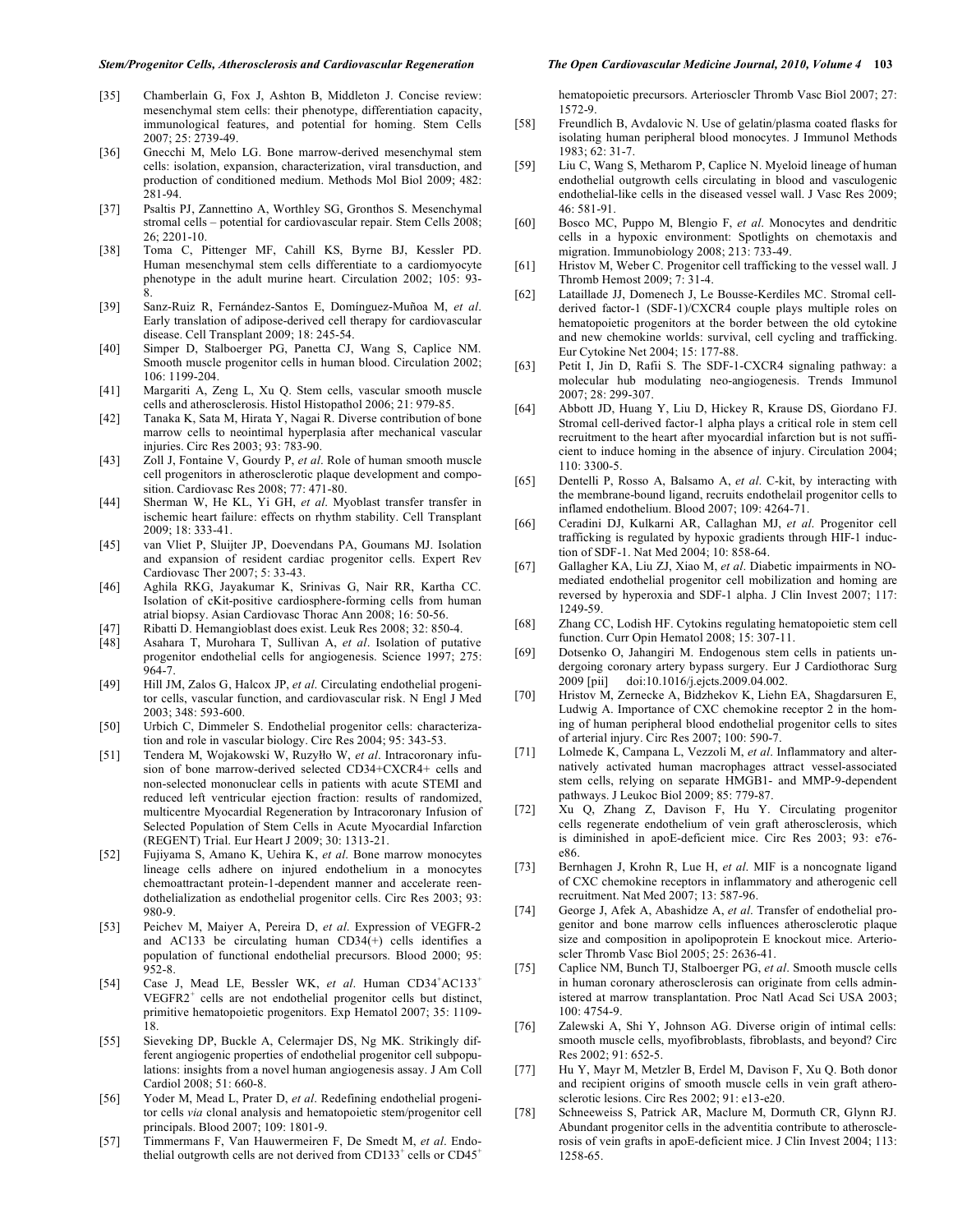[35] Chamberlain G, Fox J, Ashton B, Middleton J. Concise review: mesenchymal stem cells: their phenotype, differentiation capacity, immunological features, and potential for homing. Stem Cells 2007; 25: 2739-49.

[36] Gnecchi M, Melo LG. Bone marrow-derived mesenchymal stem cells: isolation, expansion, characterization, viral transduction, and production of conditioned medium. Methods Mol Biol 2009; 482: 281-94.

[37] Psaltis PJ, Zannettino A, Worthley SG, Gronthos S. Mesenchymal stromal cells – potential for cardiovascular repair. Stem Cells 2008; 26; 2201-10.

[38] Toma C, Pittenger MF, Cahill KS, Byrne BJ, Kessler PD. Human mesenchymal stem cells differentiate to a cardiomyocyte phenotype in the adult murine heart. Circulation 2002; 105: 93-8.

[39] Sanz-Ruiz R, Fernández-Santos E, Domínguez-Muñoa M, *et al*. Early translation of adipose-derived cell therapy for cardiovascular disease. Cell Transplant 2009; 18: 245-54.

[40] Simper D, Stalboerger PG, Panetta CJ, Wang S, Caplice NM. Smooth muscle progenitor cells in human blood. Circulation 2002; 106: 1199-204.

[41] Margariti A, Zeng L, Xu Q. Stem cells, vascular smooth muscle cells and atherosclerosis. Histol Histopathol 2006; 21: 979-85.

[42] Tanaka K, Sata M, Hirata Y, Nagai R. Diverse contribution of bone marrow cells to neointimal hyperplasia after mechanical vascular injuries. Circ Res 2003; 93: 783-90.

[43] Zoll J, Fontaine V, Gourdy P, *et al*. Role of human smooth muscle cell progenitors in atherosclerotic plaque development and composition. Cardiovasc Res 2008; 77: 471-80.

[44] Sherman W, He KL, Yi GH, *et al*. Myoblast transfer transfer in ischemic heart failure: effects on rhythm stability. Cell Transplant 2009; 18: 333-41.

[45] van Vliet P, Sluijter JP, Doevendans PA, Goumans MJ. Isolation and expansion of resident cardiac progenitor cells. Expert Rev Cardiovasc Ther 2007; 5: 33-43.

[46] Aghila RKG, Jayakumar K, Srinivas G, Nair RR, Kartha CC. Isolation of cKit-positive cardiosphere-forming cells from human atrial biopsy. Asian Cardiovasc Thorac Ann 2008; 16: 50-56.

[47] Ribatti D. Hemangioblast does exist. Leuk Res 2008; 32: 850-4.

[48] Asahara T, Murohara T, Sullivan A, *et al*. Isolation of putative progenitor endothelial cells for angiogenesis. Science 1997; 275: 964-7.

[49] Hill JM, Zalos G, Halcox JP, *et al*. Circulating endothelial progenitor cells, vascular function, and cardiovascular risk. N Engl J Med 2003; 348: 593-600.

[50] Urbich C, Dimmeler S. Endothelial progenitor cells: characterization and role in vascular biology. Circ Res 2004; 95: 343-53.

[51] Tendera M, Wojakowski W, Ruzyłło W, *et al*. Intracoronary infusion of bone marrow-derived selected CD34+CXCR4+ cells and non-selected mononuclear cells in patients with acute STEMI and reduced left ventricular ejection fraction: results of randomized, multicentre Myocardial Regeneration by Intracoronary Infusion of Selected Population of Stem Cells in Acute Myocardial Infarction (REGENT) Trial. Eur Heart J 2009; 30: 1313-21.

[52] Fujiyama S, Amano K, Uehira K, *et al*. Bone marrow monocytes lineage cells adhere on injured endothelium in a monocytes chemoattractant protein-1-dependent manner and accelerate reendothelialization as endothelial progenitor cells. Circ Res 2003; 93: 980-9.

[53] Peichev M, Maiyer A, Pereira D, *et al*. Expression of VEGFR-2 and AC133 be circulating human CD34(+) cells identifies a population of functional endothelial precursors. Blood 2000; 95: 952-8.

[54] Case J, Mead LE, Bessler WK, *et al*. Human $CD34^{+}AC133^{+}$ $VEGFR2^{+}$ cells are not endothelial progenitor cells but distinct, primitive hematopoietic progenitors. Exp Hematol 2007; 35: 1109-18.

[55] Sieveking DP, Buckle A, Celermajer DS, Ng MK. Strikingly different angiogenic properties of endothelial progenitor cell subpopulations: insights from a novel human angiogenesis assay. J Am Coll Cardiol 2008; 51: 660-8.

[56] Yoder M, Mead L, Prater D, *et al*. Redefining endothelial progenitor cells *via* clonal analysis and hematopoietic stem/progenitor cell principals. Blood 2007; 109: 1801-9.

[57] Timmermans F, Van Hauwermeiren F, De Smedt M, *et al*. Endothelial outgrowth cells are not derived from $CD133^{+}$ cells or $CD45^{+}$ hematopoietic precursors. Arterioscler Thromb Vasc Biol 2007; 27: 1572-9.

[58] Freundlich B, Avdalovic N. Use of gelatin/plasma coated flasks for isolating human peripheral blood monocytes. J Immunol Methods 1983; 62: 31-7.

[59] Liu C, Wang S, Metharom P, Caplice N. Myeloid lineage of human endothelial outgrowth cells circulating in blood and vasculogenic endothelial-like cells in the diseased vessel wall. J Vasc Res 2009; 46: 581-91.

[60] Bosco MC, Puppo M, Blengio F, *et al*. Monocytes and dendritic cells in a hypoxic environment: Spotlights on chemotaxis and migration. Immunobiology 2008; 213: 733-49.

[61] Hristov M, Weber C. Progenitor cell trafficking to the vessel wall. J Thromb Hemost 2009; 7: 31-4.

[62] Lataillade JJ, Domenech J, Le Bousse-Kerdiles MC. Stromal cell-derived factor-1 (SDF-1)/CXCR4 couple plays multiple roles on hematopoietic progenitors at the border between the old cytokine and new chemokine worlds: survival, cell cycling and trafficking. Eur Cytokine Net 2004; 15: 177-88.

[63] Petit I, Jin D, Rafii S. The SDF-1-CXCR4 signaling pathway: a molecular hub modulating neo-angiogenesis. Trends Immunol 2007; 28: 299-307.

[64] Abbott JD, Huang Y, Liu D, Hickey R, Krause DS, Giordano FJ. Stromal cell-derived factor-1 alpha plays a critical role in stem cell recruitment to the heart after myocardial infarction but is not sufficient to induce homing in the absence of injury. Circulation 2004; 110: 3300-5.

[65] Dentelli P, Rosso A, Balsamo A, *et al*. C-kit, by interacting with the membrane-bound ligand, recruits endothelail progenitor cells to inflamed endothelium. Blood 2007; 109: 4264-71.

[66] Ceradini DJ, Kulkarni AR, Callaghan MJ, *et al*. Progenitor cell trafficking is regulated by hypoxic gradients through HIF-1 induction of SDF-1. Nat Med 2004; 10: 858-64.

[67] Gallagher KA, Liu ZJ, Xiao M, *et al*. Diabetic impairments in NO-mediated endothelial progenitor cell mobilization and homing are reversed by hyperoxia and SDF-1 alpha. J Clin Invest 2007; 117: 1249-59.

[68] Zhang CC, Lodish HF. Cytokins regulating hematopoietic stem cell function. Curr Opin Hematol 2008; 15: 307-11.

[69] Dotsenko O, Jahangiri M. Endogenous stem cells in patients undergoing coronary artery bypass surgery. Eur J Cardiothorac Surg 2009 [pii] doi:10.1016/j.ejcts.2009.04.002.

[70] Hristov M, Zernecke A, Bidzhekov K, Liehn EA, Shagdarsuren E, Ludwig A. Importance of CXC chemokine receptor 2 in the homing of human peripheral blood endothelial progenitor cells to sites of arterial injury. Circ Res 2007; 100: 590-7.

[71] Lolmede K, Campana L, Vezzoli M, *et al*. Inflammatory and alternatively activated human macrophages attract vessel-associated stem cells, relying on separate HMGB1- and MMP-9-dependent pathways. J Leukoc Biol 2009; 85: 779-87.

[72] Xu Q, Zhang Z, Davison F, Hu Y. Circulating progenitor cells regenerate endothelium of vein graft atherosclerosis, which is diminished in apoE-deficient mice. Circ Res 2003; 93: e76-e86.

[73] Bernhagen J, Krohn R, Lue H, *et al*. MIF is a noncognate ligand of CXC chemokine receptors in inflammatory and atherogenic cell recruitment. Nat Med 2007; 13: 587-96.

[74] George J, Afek A, Abashidze A, *et al*. Transfer of endothelial progenitor and bone marrow cells influences atherosclerotic plaque size and composition in apolipoprotein E knockout mice. Arterioscler Thromb Vasc Biol 2005; 25: 2636-41.

[75] Caplice NM, Bunch TJ, Stalboerger PG, *et al*. Smooth muscle cells in human coronary atherosclerosis can originate from cells administered at marrow transplantation. Proc Natl Acad Sci USA 2003; 100: 4754-9.

[76] Zalewski A, Shi Y, Johnson AG. Diverse origin of intimal cells: smooth muscle cells, myofibroblasts, fibroblasts, and beyond? Circ Res 2002; 91: 652-5.

[77] Hu Y, Mayr M, Metzler B, Erdel M, Davison F, Xu Q. Both donor and recipient origins of smooth muscle cells in vein graft atherosclerotic lesions. Circ Res 2002; 91: e13-e20.

[78] Schneeweiss S, Patrick AR, Maclure M, Dormuth CR, Glynn RJ. Abundant progenitor cells in the adventitia contribute to atherosclerosis of vein grafts in apoE-deficient mice. J Clin Invest 2004; 113: 1258-65.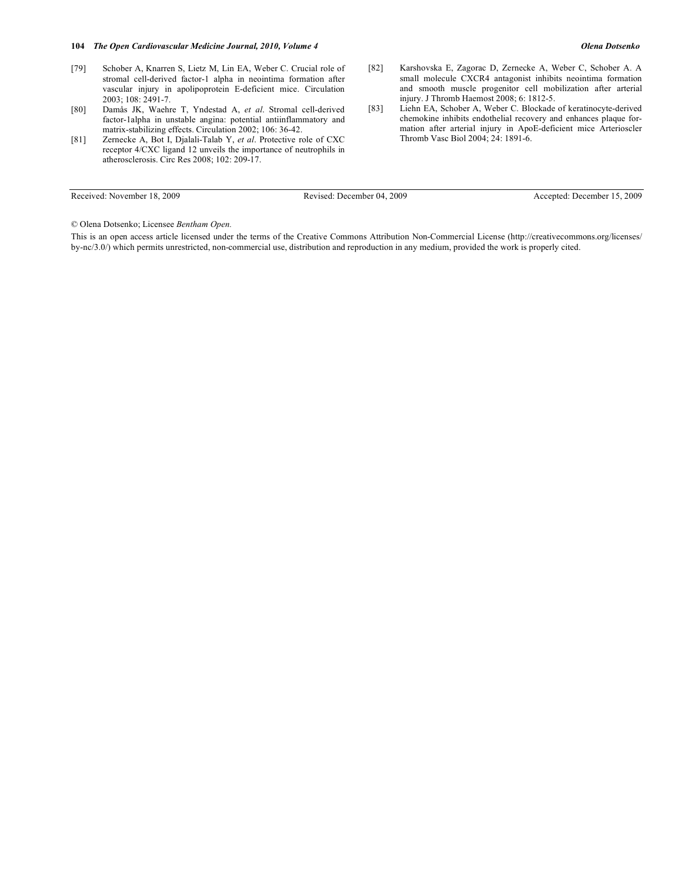[79] Schober A, Knarren S, Lietz M, Lin EA, Weber C. Crucial role of stromal cell-derived factor-1 alpha in neointima formation after vascular injury in apolipoprotein E-deficient mice. Circulation 2003; 108: 2491-7.

[80] Damås JK, Waehre T, Yndestad A, *et al*. Stromal cell-derived factor-1alpha in unstable angina: potential antiinflammatory and matrix-stabilizing effects. Circulation 2002; 106: 36-42.

[81] Zernecke A, Bot I, Djalali-Talab Y, *et al*. Protective role of CXC receptor 4/CXC ligand 12 unveils the importance of neutrophils in atherosclerosis. Circ Res 2008; 102: 209-17.

[82] Karshovska E, Zagorac D, Zernecke A, Weber C, Schober A. A small molecule CXCR4 antagonist inhibits neointima formation and smooth muscle progenitor cell mobilization after arterial injury. J Thromb Haemost 2008; 6: 1812-5.

[83] Liehn EA, Schober A, Weber C. Blockade of keratinocyte-derived chemokine inhibits endothelial recovery and enhances plaque formation after arterial injury in ApoE-deficient mice Arterioscler Thromb Vasc Biol 2004; 24: 1891-6.

Received: November 18, 2009 Revised: December 04, 2009 Accepted: December 15, 2009

© Olena Dotsenko; Licensee *Bentham Open.*

This is an open access article licensed under the terms of the Creative Commons Attribution Non-Commercial License (http://creativecommons.org/licenses/by-nc/3.0/) which permits unrestricted, non-commercial use, distribution and reproduction in any medium, provided the work is properly cited.